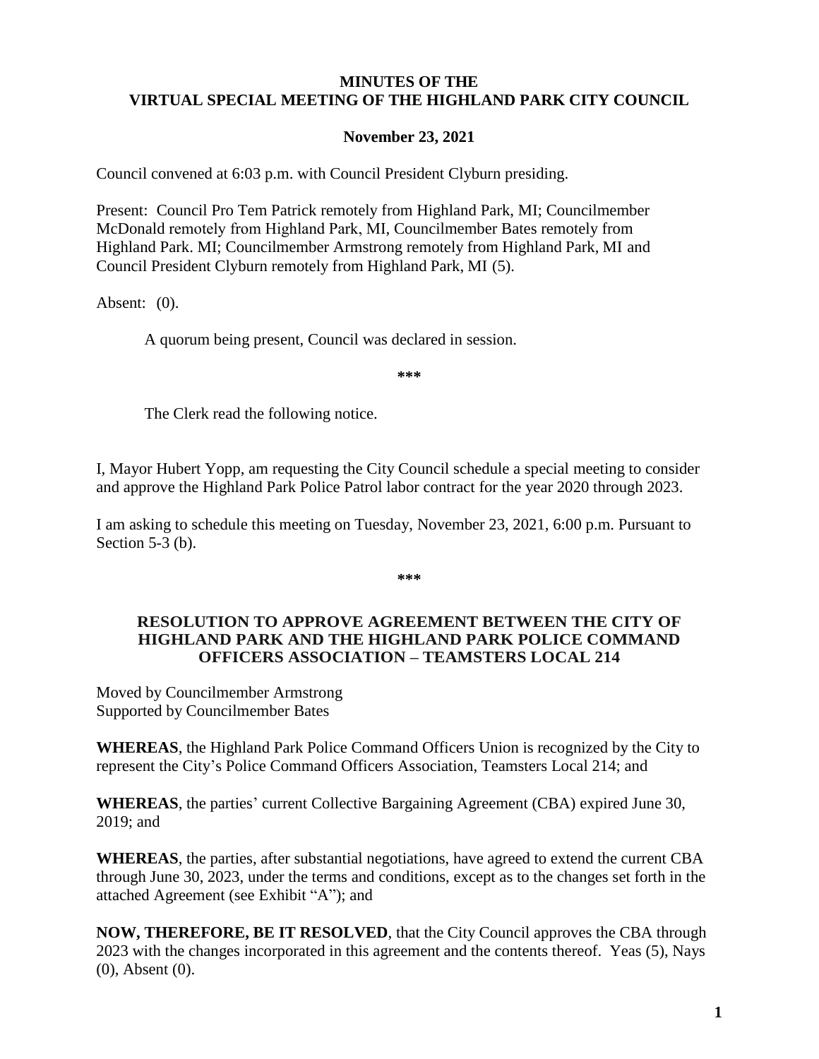**MINUTES OF THE**
**VIRTUAL SPECIAL MEETING OF THE HIGHLAND PARK CITY COUNCIL**

**November 23, 2021**

Council convened at 6:03 p.m. with Council President Clyburn presiding.

Present: Council Pro Tem Patrick remotely from Highland Park, MI; Councilmember McDonald remotely from Highland Park, MI, Councilmember Bates remotely from Highland Park. MI; Councilmember Armstrong remotely from Highland Park, MI and Council President Clyburn remotely from Highland Park, MI (5).

Absent: (0).

A quorum being present, Council was declared in session.

***

The Clerk read the following notice.

I, Mayor Hubert Yopp, am requesting the City Council schedule a special meeting to consider and approve the Highland Park Police Patrol labor contract for the year 2020 through 2023.

I am asking to schedule this meeting on Tuesday, November 23, 2021, 6:00 p.m. Pursuant to Section 5-3 (b).

***

**RESOLUTION TO APPROVE AGREEMENT BETWEEN THE CITY OF HIGHLAND PARK AND THE HIGHLAND PARK POLICE COMMAND OFFICERS ASSOCIATION – TEAMSTERS LOCAL 214**

Moved by Councilmember Armstrong
Supported by Councilmember Bates

**WHEREAS**, the Highland Park Police Command Officers Union is recognized by the City to represent the City's Police Command Officers Association, Teamsters Local 214; and

**WHEREAS**, the parties' current Collective Bargaining Agreement (CBA) expired June 30, 2019; and

**WHEREAS**, the parties, after substantial negotiations, have agreed to extend the current CBA through June 30, 2023, under the terms and conditions, except as to the changes set forth in the attached Agreement (see Exhibit "A"); and

**NOW, THEREFORE, BE IT RESOLVED**, that the City Council approves the CBA through 2023 with the changes incorporated in this agreement and the contents thereof. Yeas (5), Nays (0), Absent (0).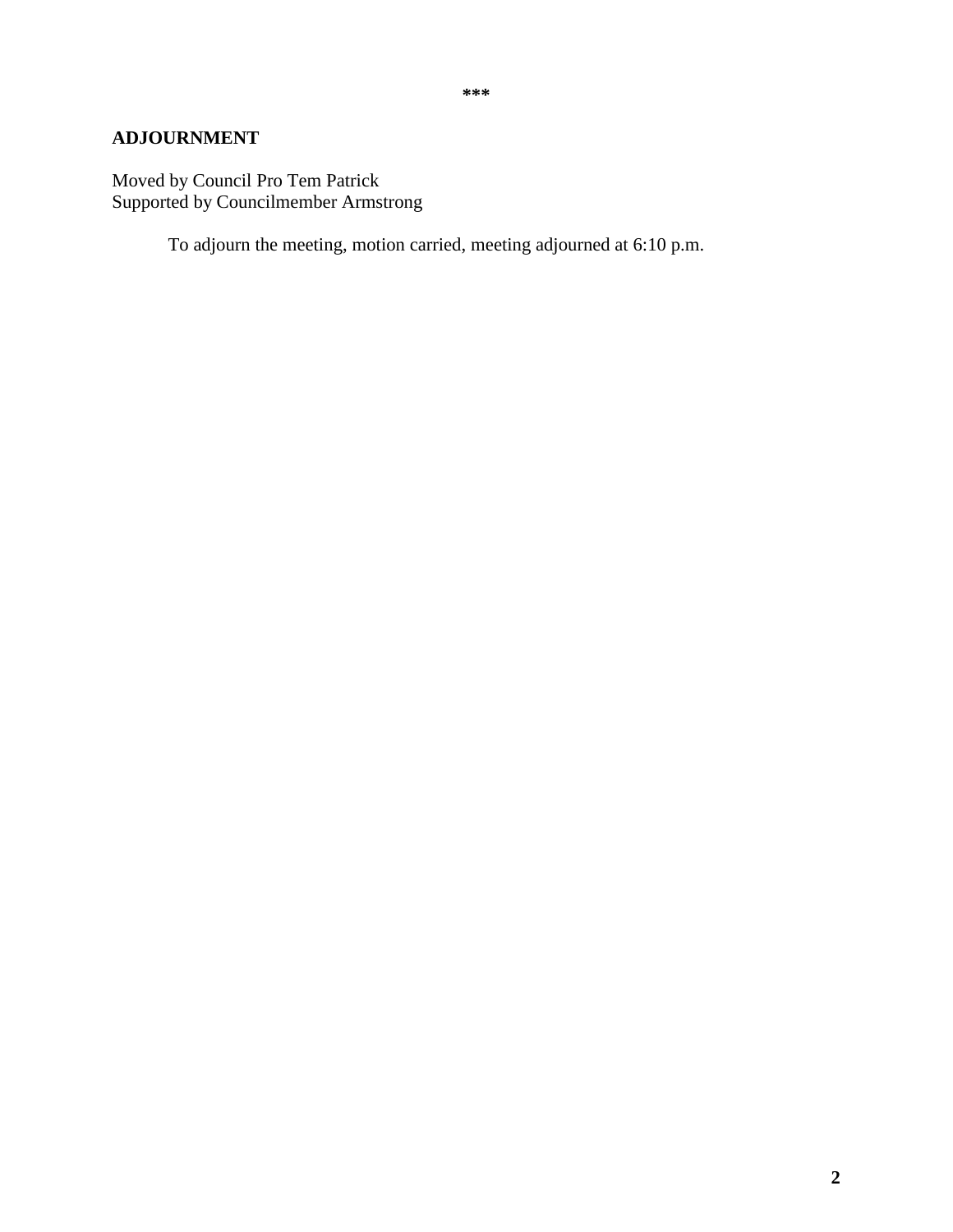***

**ADJOURNMENT**

Moved by Council Pro Tem Patrick
Supported by Councilmember Armstrong

To adjourn the meeting, motion carried, meeting adjourned at 6:10 p.m.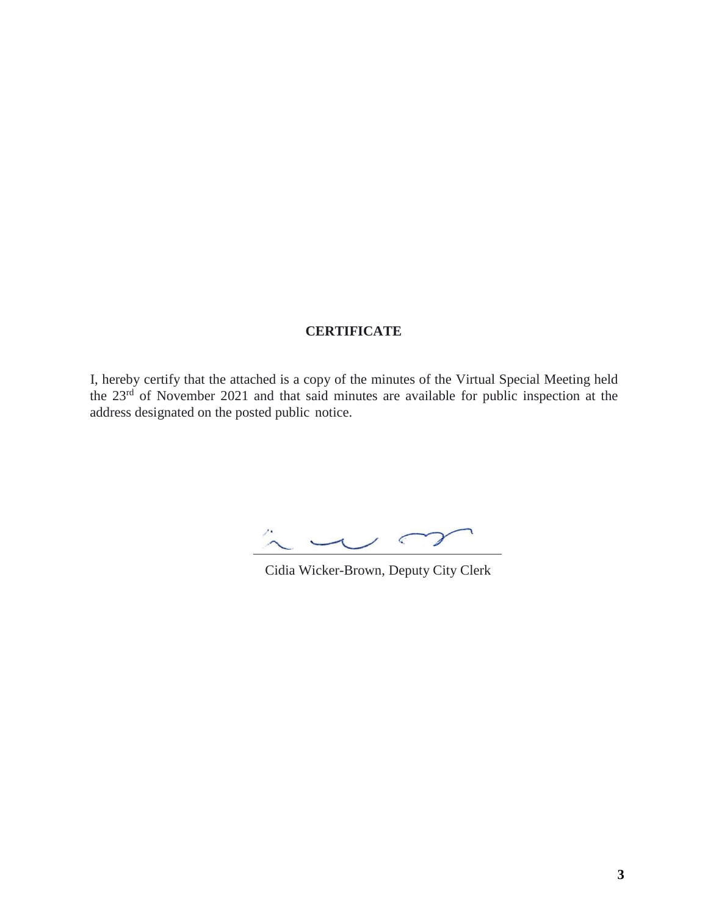**CERTIFICATE**

I, hereby certify that the attached is a copy of the minutes of the Virtual Special Meeting held the 23rd of November 2021 and that said minutes are available for public inspection at the address designated on the posted public notice.

Cidia Wicker-Brown, Deputy City Clerk